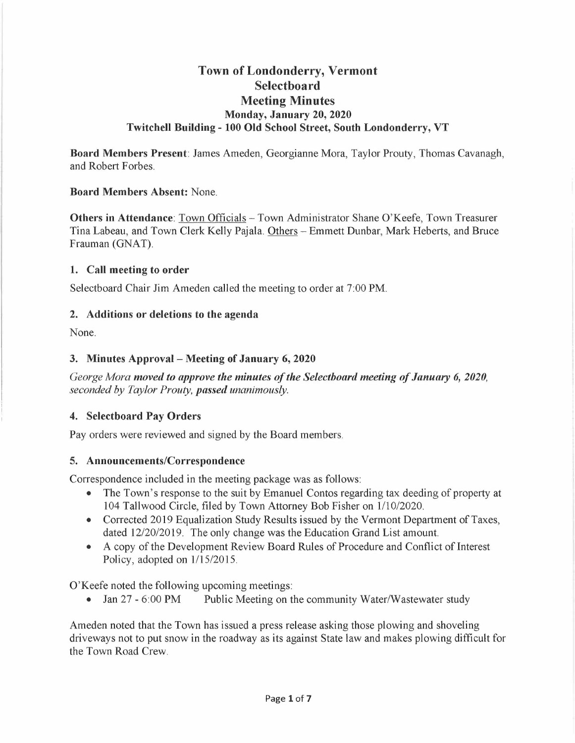# Town of Londonderry, Vermont
## Selectboard
## Meeting Minutes
### Monday, January 20, 2020
### Twitchell Building - 100 Old School Street, South Londonderry, VT

**Board Members Present**: James Ameden, Georgianne Mora, Taylor Prouty, Thomas Cavanagh, and Robert Forbes.

**Board Members Absent:** None.

**Others in Attendance**: Town Officials – Town Administrator Shane O'Keefe, Town Treasurer Tina Labeau, and Town Clerk Kelly Pajala. Others – Emmett Dunbar, Mark Heberts, and Bruce Frauman (GNAT).

### 1. Call meeting to order

Selectboard Chair Jim Ameden called the meeting to order at 7:00 PM.

### 2. Additions or deletions to the agenda

None.

### 3. Minutes Approval – Meeting of January 6, 2020

*George Mora* ***moved to approve the minutes of the Selectboard meeting of January 6, 2020****, seconded by Taylor Prouty,* ***passed*** *unanimously.*

### 4. Selectboard Pay Orders

Pay orders were reviewed and signed by the Board members.

### 5. Announcements/Correspondence

Correspondence included in the meeting package was as follows:

- The Town's response to the suit by Emanuel Contos regarding tax deeding of property at 104 Tallwood Circle, filed by Town Attorney Bob Fisher on 1/10/2020.
- Corrected 2019 Equalization Study Results issued by the Vermont Department of Taxes, dated 12/20/2019. The only change was the Education Grand List amount.
- A copy of the Development Review Board Rules of Procedure and Conflict of Interest Policy, adopted on 1/15/2015.

O'Keefe noted the following upcoming meetings:

- Jan 27 - 6:00 PM  Public Meeting on the community Water/Wastewater study

Ameden noted that the Town has issued a press release asking those plowing and shoveling driveways not to put snow in the roadway as its against State law and makes plowing difficult for the Town Road Crew.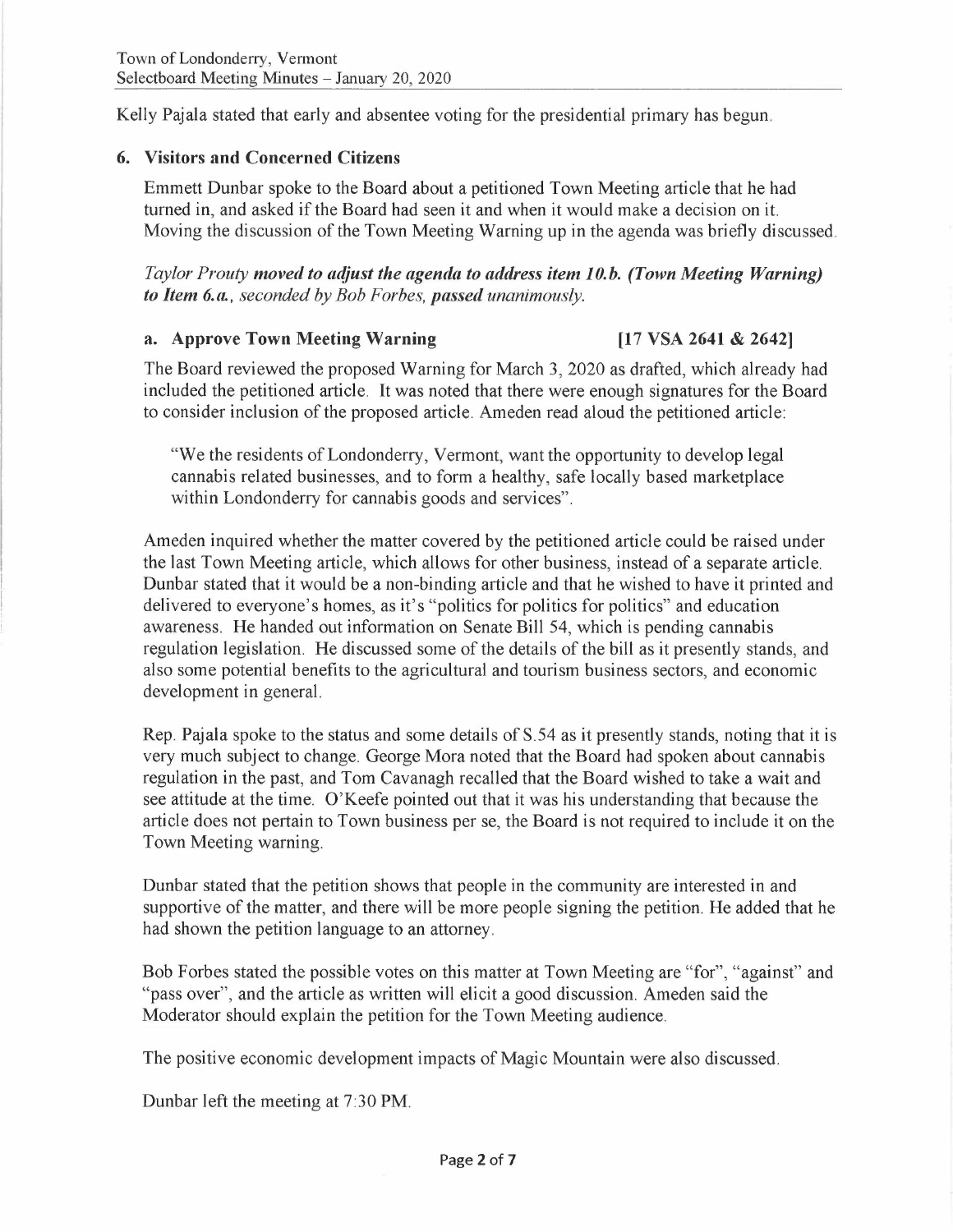Kelly Pajala stated that early and absentee voting for the presidential primary has begun.

## 6. Visitors and Concerned Citizens

Emmett Dunbar spoke to the Board about a petitioned Town Meeting article that he had turned in, and asked if the Board had seen it and when it would make a decision on it. Moving the discussion of the Town Meeting Warning up in the agenda was briefly discussed.

*Taylor Prouty **moved to adjust the agenda to address item 10.b. (Town Meeting Warning) to Item 6.a.**, seconded by Bob Forbes, **passed** unanimously.*

### a. Approve Town Meeting Warning [17 VSA 2641 & 2642]

The Board reviewed the proposed Warning for March 3, 2020 as drafted, which already had included the petitioned article. It was noted that there were enough signatures for the Board to consider inclusion of the proposed article. Ameden read aloud the petitioned article:

> "We the residents of Londonderry, Vermont, want the opportunity to develop legal cannabis related businesses, and to form a healthy, safe locally based marketplace within Londonderry for cannabis goods and services".

Ameden inquired whether the matter covered by the petitioned article could be raised under the last Town Meeting article, which allows for other business, instead of a separate article. Dunbar stated that it would be a non-binding article and that he wished to have it printed and delivered to everyone's homes, as it's "politics for politics for politics" and education awareness. He handed out information on Senate Bill 54, which is pending cannabis regulation legislation. He discussed some of the details of the bill as it presently stands, and also some potential benefits to the agricultural and tourism business sectors, and economic development in general.

Rep. Pajala spoke to the status and some details of S.54 as it presently stands, noting that it is very much subject to change. George Mora noted that the Board had spoken about cannabis regulation in the past, and Tom Cavanagh recalled that the Board wished to take a wait and see attitude at the time. O'Keefe pointed out that it was his understanding that because the article does not pertain to Town business per se, the Board is not required to include it on the Town Meeting warning.

Dunbar stated that the petition shows that people in the community are interested in and supportive of the matter, and there will be more people signing the petition. He added that he had shown the petition language to an attorney.

Bob Forbes stated the possible votes on this matter at Town Meeting are "for", "against" and "pass over", and the article as written will elicit a good discussion. Ameden said the Moderator should explain the petition for the Town Meeting audience.

The positive economic development impacts of Magic Mountain were also discussed.

Dunbar left the meeting at 7:30 PM.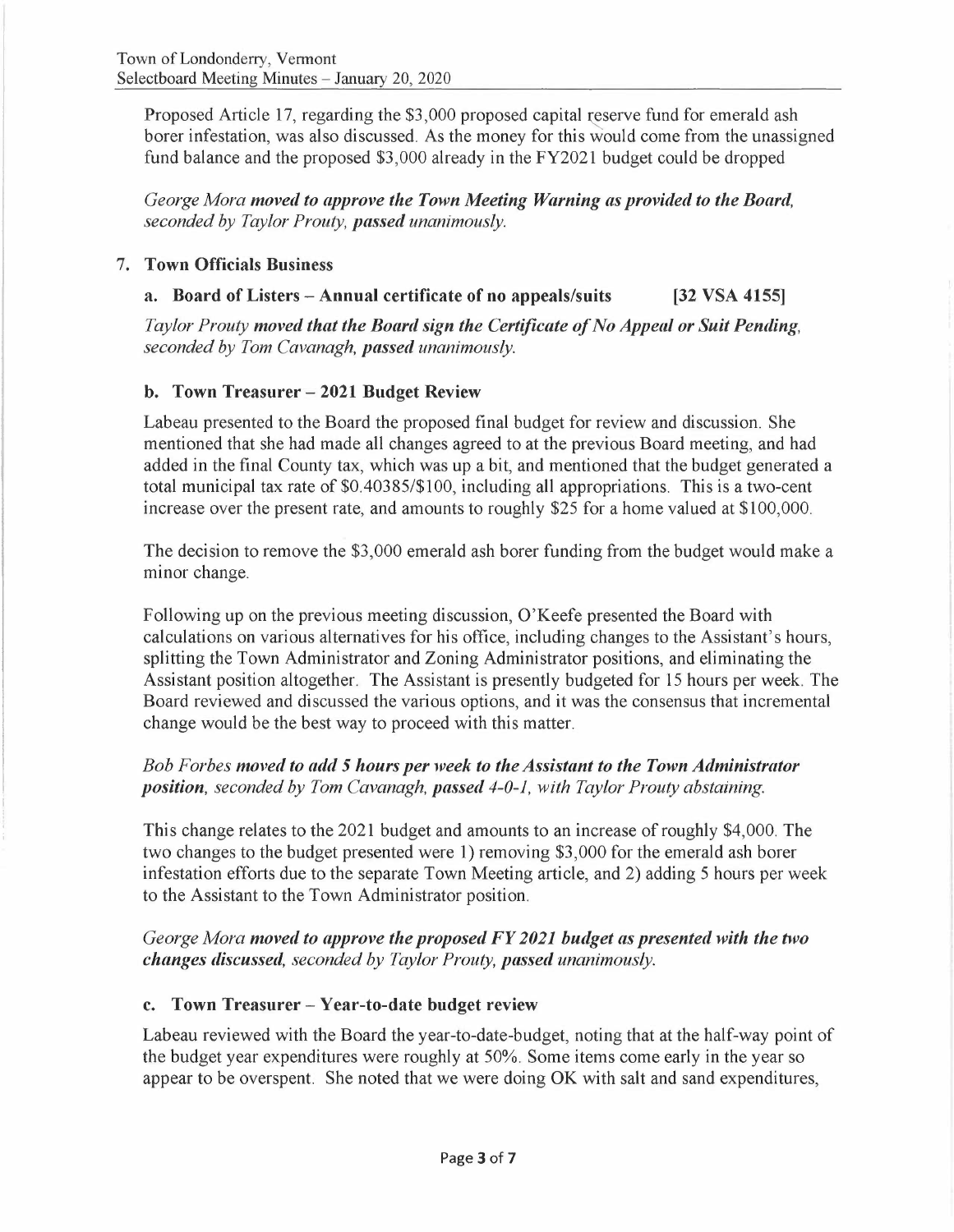Proposed Article 17, regarding the $3,000 proposed capital reserve fund for emerald ash borer infestation, was also discussed. As the money for this would come from the unassigned fund balance and the proposed $3,000 already in the FY2021 budget could be dropped

*George Mora **moved to approve the Town Meeting Warning as provided to the Board**, seconded by Taylor Prouty, **passed** unanimously.*

7. **Town Officials Business**

**a. Board of Listers – Annual certificate of no appeals/suits [32 VSA 4155]**

*Taylor Prouty **moved that the Board sign the Certificate of No Appeal or Suit Pending**, seconded by Tom Cavanagh, **passed** unanimously.*

**b. Town Treasurer – 2021 Budget Review**

Labeau presented to the Board the proposed final budget for review and discussion. She mentioned that she had made all changes agreed to at the previous Board meeting, and had added in the final County tax, which was up a bit, and mentioned that the budget generated a total municipal tax rate of $0.40385/$100, including all appropriations. This is a two-cent increase over the present rate, and amounts to roughly $25 for a home valued at $100,000.

The decision to remove the $3,000 emerald ash borer funding from the budget would make a minor change.

Following up on the previous meeting discussion, O'Keefe presented the Board with calculations on various alternatives for his office, including changes to the Assistant's hours, splitting the Town Administrator and Zoning Administrator positions, and eliminating the Assistant position altogether. The Assistant is presently budgeted for 15 hours per week. The Board reviewed and discussed the various options, and it was the consensus that incremental change would be the best way to proceed with this matter.

*Bob Forbes **moved to add 5 hours per week to the Assistant to the Town Administrator position**, seconded by Tom Cavanagh, **passed** 4-0-1, with Taylor Prouty abstaining.*

This change relates to the 2021 budget and amounts to an increase of roughly $4,000. The two changes to the budget presented were 1) removing $3,000 for the emerald ash borer infestation efforts due to the separate Town Meeting article, and 2) adding 5 hours per week to the Assistant to the Town Administrator position.

*George Mora **moved to approve the proposed FY 2021 budget as presented with the two changes discussed**, seconded by Taylor Prouty, **passed** unanimously.*

**c. Town Treasurer – Year-to-date budget review**

Labeau reviewed with the Board the year-to-date-budget, noting that at the half-way point of the budget year expenditures were roughly at 50%. Some items come early in the year so appear to be overspent. She noted that we were doing OK with salt and sand expenditures,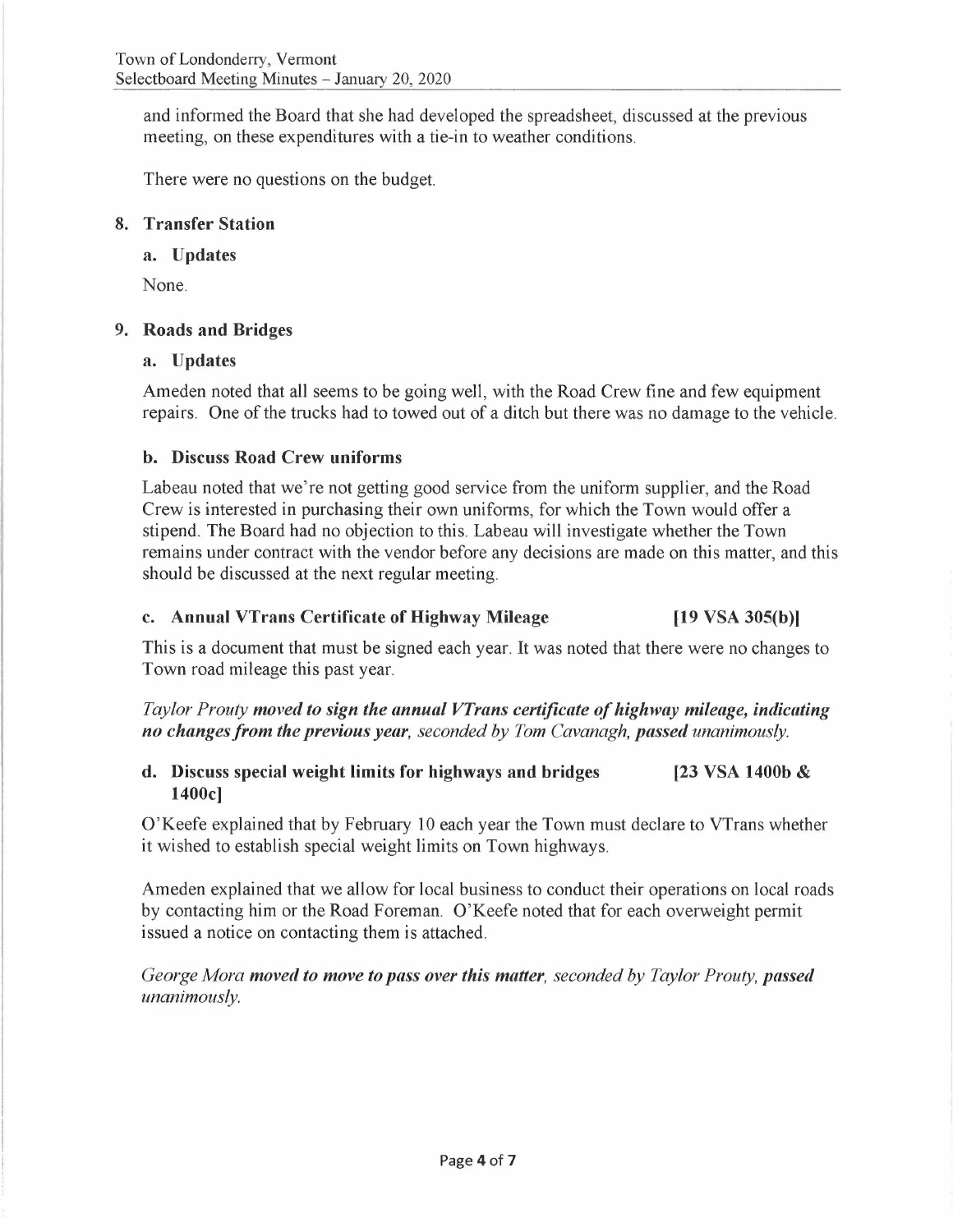and informed the Board that she had developed the spreadsheet, discussed at the previous meeting, on these expenditures with a tie-in to weather conditions.

There were no questions on the budget.

## 8. Transfer Station

### a. Updates

None.

## 9. Roads and Bridges

### a. Updates

Ameden noted that all seems to be going well, with the Road Crew fine and few equipment repairs. One of the trucks had to towed out of a ditch but there was no damage to the vehicle.

### b. Discuss Road Crew uniforms

Labeau noted that we're not getting good service from the uniform supplier, and the Road Crew is interested in purchasing their own uniforms, for which the Town would offer a stipend. The Board had no objection to this. Labeau will investigate whether the Town remains under contract with the vendor before any decisions are made on this matter, and this should be discussed at the next regular meeting.

### c. Annual VTrans Certificate of Highway Mileage [19 VSA 305(b)]

This is a document that must be signed each year. It was noted that there were no changes to Town road mileage this past year.

*Taylor Prouty **moved to sign the annual VTrans certificate of highway mileage, indicating no changes from the previous year**, seconded by Tom Cavanagh, **passed** unanimously.*

### d. Discuss special weight limits for highways and bridges [23 VSA 1400b & 1400c]

O'Keefe explained that by February 10 each year the Town must declare to VTrans whether it wished to establish special weight limits on Town highways.

Ameden explained that we allow for local business to conduct their operations on local roads by contacting him or the Road Foreman. O'Keefe noted that for each overweight permit issued a notice on contacting them is attached.

*George Mora **moved to move to pass over this matter**, seconded by Taylor Prouty, **passed** unanimously.*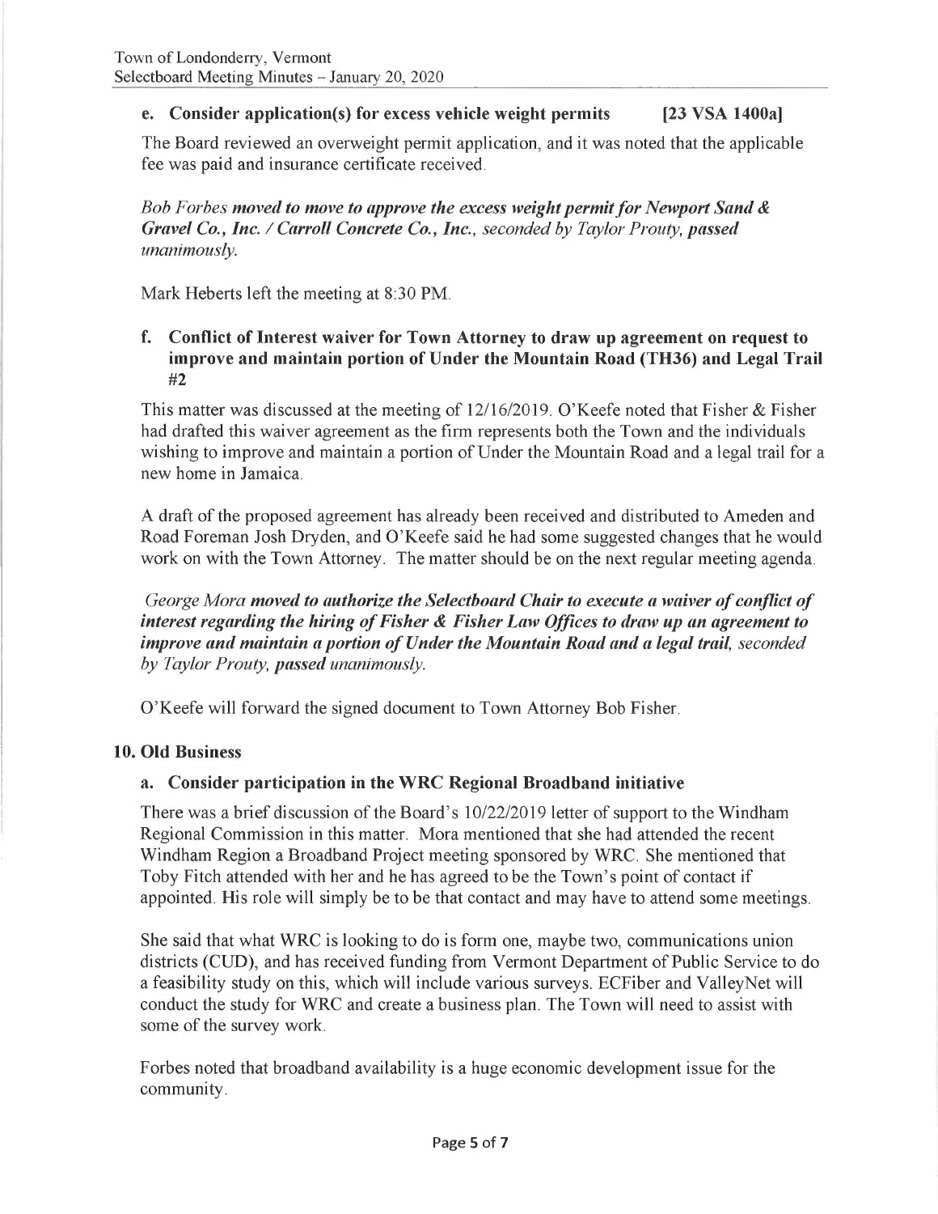### e. Consider application(s) for excess vehicle weight permits [23 VSA 1400a]

The Board reviewed an overweight permit application, and it was noted that the applicable fee was paid and insurance certificate received.

*Bob Forbes* ***moved to move to approve the excess weight permit for Newport Sand & Gravel Co., Inc. / Carroll Concrete Co., Inc.****, seconded by Taylor Prouty,* ***passed*** *unanimously.*

Mark Heberts left the meeting at 8:30 PM.

### f. Conflict of Interest waiver for Town Attorney to draw up agreement on request to improve and maintain portion of Under the Mountain Road (TH36) and Legal Trail #2

This matter was discussed at the meeting of 12/16/2019. O'Keefe noted that Fisher & Fisher had drafted this waiver agreement as the firm represents both the Town and the individuals wishing to improve and maintain a portion of Under the Mountain Road and a legal trail for a new home in Jamaica.

A draft of the proposed agreement has already been received and distributed to Ameden and Road Foreman Josh Dryden, and O'Keefe said he had some suggested changes that he would work on with the Town Attorney. The matter should be on the next regular meeting agenda.

*George Mora* ***moved to authorize the Selectboard Chair to execute a waiver of conflict of interest regarding the hiring of Fisher & Fisher Law Offices to draw up an agreement to improve and maintain a portion of Under the Mountain Road and a legal trail****, seconded by Taylor Prouty,* ***passed*** *unanimously.*

O'Keefe will forward the signed document to Town Attorney Bob Fisher.

## 10. Old Business

### a. Consider participation in the WRC Regional Broadband initiative

There was a brief discussion of the Board's 10/22/2019 letter of support to the Windham Regional Commission in this matter. Mora mentioned that she had attended the recent Windham Region a Broadband Project meeting sponsored by WRC. She mentioned that Toby Fitch attended with her and he has agreed to be the Town's point of contact if appointed. His role will simply be to be that contact and may have to attend some meetings.

She said that what WRC is looking to do is form one, maybe two, communications union districts (CUD), and has received funding from Vermont Department of Public Service to do a feasibility study on this, which will include various surveys. ECFiber and ValleyNet will conduct the study for WRC and create a business plan. The Town will need to assist with some of the survey work.

Forbes noted that broadband availability is a huge economic development issue for the community.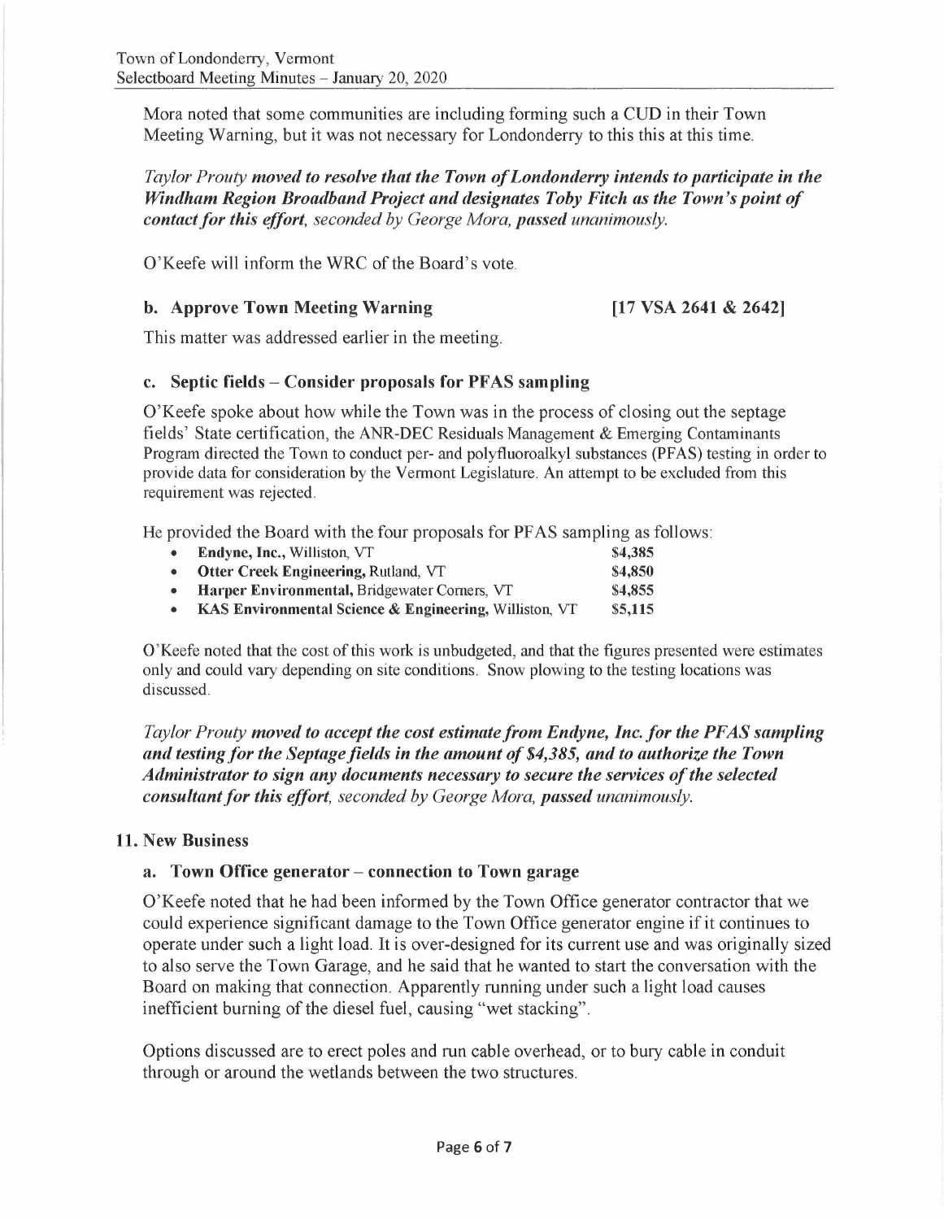Mora noted that some communities are including forming such a CUD in their Town Meeting Warning, but it was not necessary for Londonderry to this this at this time.

*Taylor Prouty* ***moved to resolve that the Town of Londonderry intends to participate in the Windham Region Broadband Project and designates Toby Fitch as the Town's point of contact for this effort,*** *seconded by George Mora,* ***passed*** *unanimously.*

O'Keefe will inform the WRC of the Board's vote.

### b. Approve Town Meeting Warning [17 VSA 2641 & 2642]

This matter was addressed earlier in the meeting.

### c. Septic fields – Consider proposals for PFAS sampling

O'Keefe spoke about how while the Town was in the process of closing out the septage fields' State certification, the ANR-DEC Residuals Management & Emerging Contaminants Program directed the Town to conduct per- and polyfluoroalkyl substances (PFAS) testing in order to provide data for consideration by the Vermont Legislature. An attempt to be excluded from this requirement was rejected.

He provided the Board with the four proposals for PFAS sampling as follows:

- **Endyne, Inc.,** Williston, VT **$4,385**
- **Otter Creek Engineering,** Rutland, VT **$4,850**
- **Harper Environmental,** Bridgewater Corners, VT **$4,855**
- **KAS Environmental Science & Engineering,** Williston, VT **$5,115**

O'Keefe noted that the cost of this work is unbudgeted, and that the figures presented were estimates only and could vary depending on site conditions. Snow plowing to the testing locations was discussed.

*Taylor Prouty* ***moved to accept the cost estimate from Endyne, Inc. for the PFAS sampling and testing for the Septage fields in the amount of $4,385, and to authorize the Town Administrator to sign any documents necessary to secure the services of the selected consultant for this effort,*** *seconded by George Mora,* ***passed*** *unanimously.*

## 11. New Business

### a. Town Office generator – connection to Town garage

O'Keefe noted that he had been informed by the Town Office generator contractor that we could experience significant damage to the Town Office generator engine if it continues to operate under such a light load. It is over-designed for its current use and was originally sized to also serve the Town Garage, and he said that he wanted to start the conversation with the Board on making that connection. Apparently running under such a light load causes inefficient burning of the diesel fuel, causing "wet stacking".

Options discussed are to erect poles and run cable overhead, or to bury cable in conduit through or around the wetlands between the two structures.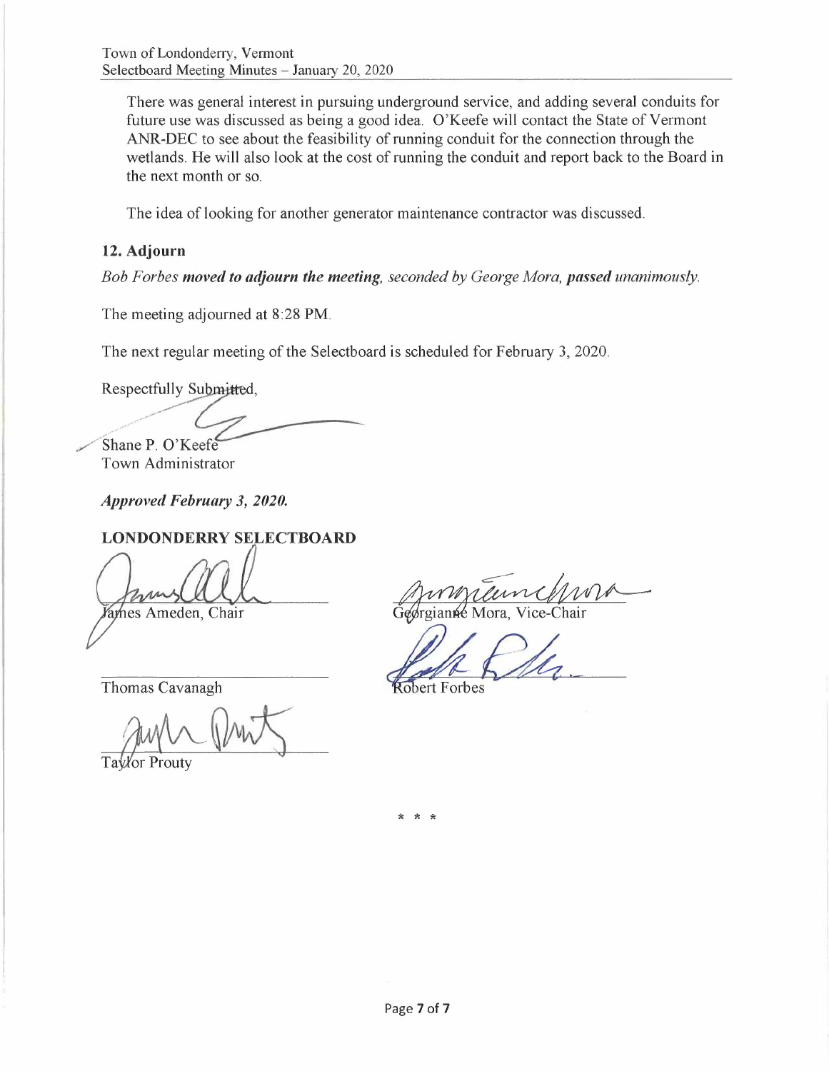There was general interest in pursuing underground service, and adding several conduits for future use was discussed as being a good idea. O'Keefe will contact the State of Vermont ANR-DEC to see about the feasibility of running conduit for the connection through the wetlands. He will also look at the cost of running the conduit and report back to the Board in the next month or so.

The idea of looking for another generator maintenance contractor was discussed.

### 12. Adjourn

*Bob Forbes* ***moved to adjourn the meeting****, seconded by George Mora,* ***passed*** *unanimously.*

The meeting adjourned at 8:28 PM.

The next regular meeting of the Selectboard is scheduled for February 3, 2020.

Respectfully Submitted,

Shane P. O'Keefe
Town Administrator

***Approved February 3, 2020.***

**LONDONDERRY SELECTBOARD**

James Ameden, Chair

Georgianne Mora, Vice-Chair

Thomas Cavanagh

Robert Forbes

Taylor Prouty

\* \* \*